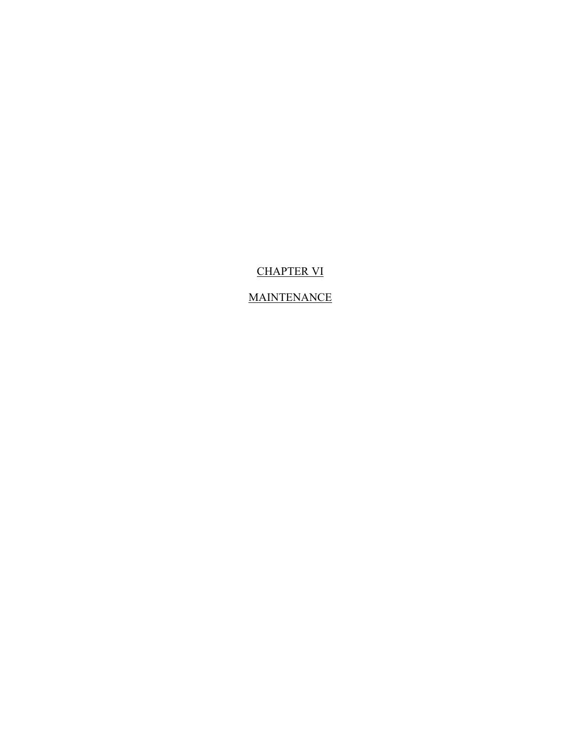# CHAPTER VI

# MAINTENANCE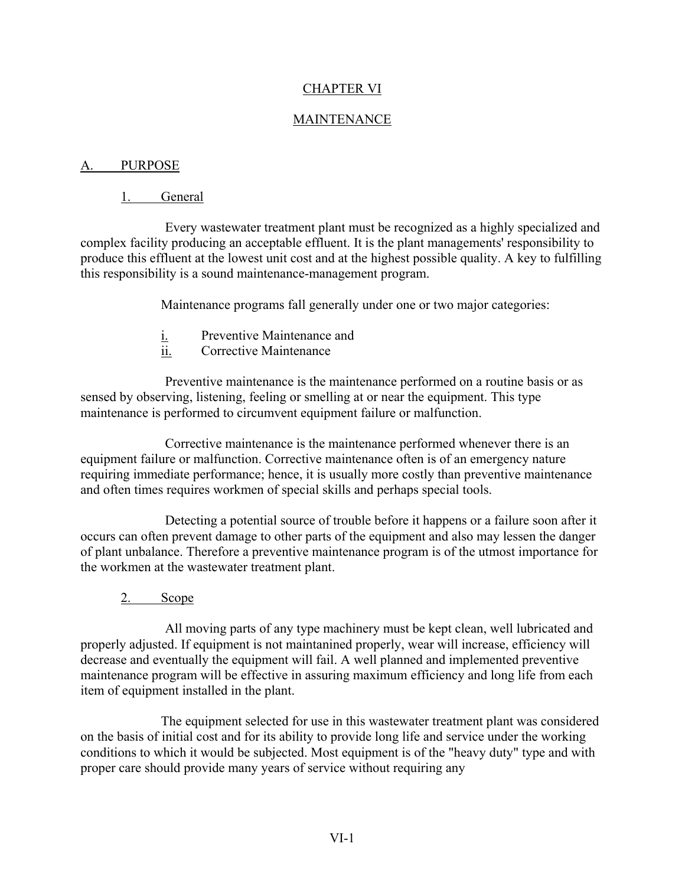# CHAPTER VI

# MAINTENANCE

## A. PURPOSE

### 1. General

Every wastewater treatment plant must be recognized as a highly specialized and complex facility producing an acceptable effluent. It is the plant managements' responsibility to produce this effluent at the lowest unit cost and at the highest possible quality. A key to fulfilling this responsibility is a sound maintenance-management program.

Maintenance programs fall generally under one or two major categories:

i. Preventive Maintenance and
ii. Corrective Maintenance

Preventive maintenance is the maintenance performed on a routine basis or as sensed by observing, listening, feeling or smelling at or near the equipment. This type maintenance is performed to circumvent equipment failure or malfunction.

Corrective maintenance is the maintenance performed whenever there is an equipment failure or malfunction. Corrective maintenance often is of an emergency nature requiring immediate performance; hence, it is usually more costly than preventive maintenance and often times requires workmen of special skills and perhaps special tools.

Detecting a potential source of trouble before it happens or a failure soon after it occurs can often prevent damage to other parts of the equipment and also may lessen the danger of plant unbalance. Therefore a preventive maintenance program is of the utmost importance for the workmen at the wastewater treatment plant.

### 2. Scope

All moving parts of any type machinery must be kept clean, well lubricated and properly adjusted. If equipment is not maintanined properly, wear will increase, efficiency will decrease and eventually the equipment will fail. A well planned and implemented preventive maintenance program will be effective in assuring maximum efficiency and long life from each item of equipment installed in the plant.

The equipment selected for use in this wastewater treatment plant was considered on the basis of initial cost and for its ability to provide long life and service under the working conditions to which it would be subjected. Most equipment is of the "heavy duty" type and with proper care should provide many years of service without requiring any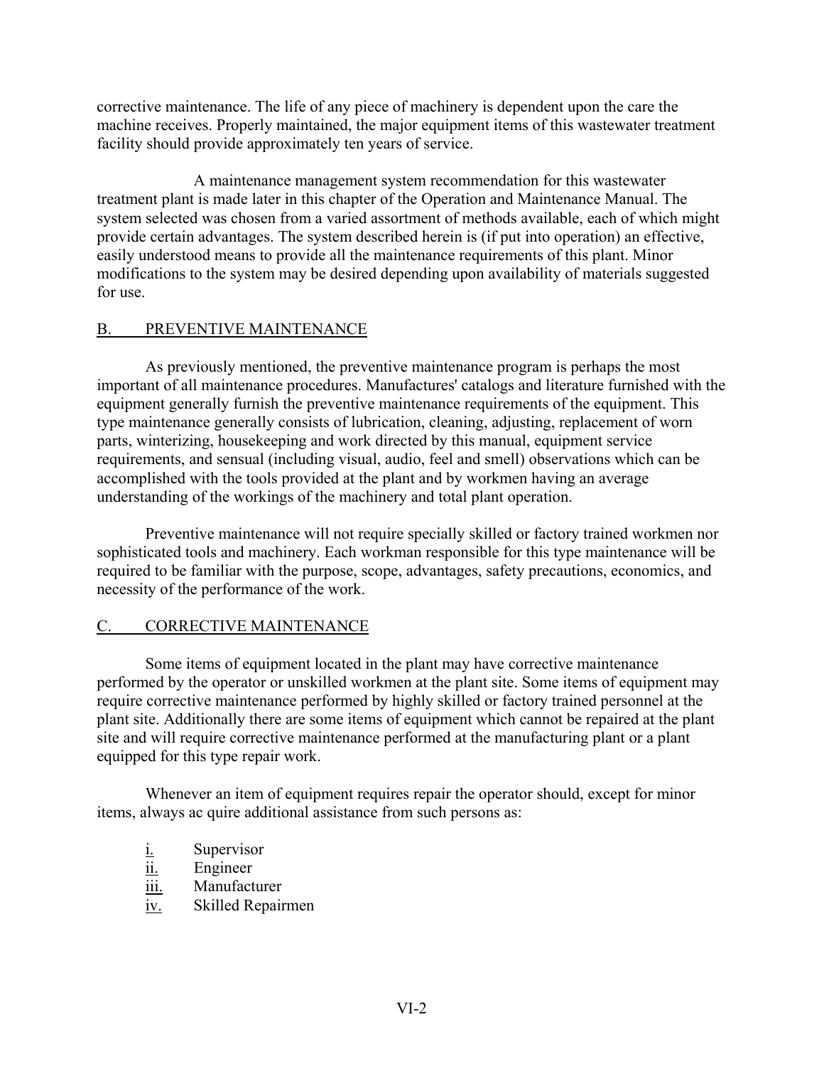corrective maintenance. The life of any piece of machinery is dependent upon the care the machine receives. Properly maintained, the major equipment items of this wastewater treatment facility should provide approximately ten years of service.

A maintenance management system recommendation for this wastewater treatment plant is made later in this chapter of the Operation and Maintenance Manual. The system selected was chosen from a varied assortment of methods available, each of which might provide certain advantages. The system described herein is (if put into operation) an effective, easily understood means to provide all the maintenance requirements of this plant. Minor modifications to the system may be desired depending upon availability of materials suggested for use.

## B. PREVENTIVE MAINTENANCE

As previously mentioned, the preventive maintenance program is perhaps the most important of all maintenance procedures. Manufactures' catalogs and literature furnished with the equipment generally furnish the preventive maintenance requirements of the equipment. This type maintenance generally consists of lubrication, cleaning, adjusting, replacement of worn parts, winterizing, housekeeping and work directed by this manual, equipment service requirements, and sensual (including visual, audio, feel and smell) observations which can be accomplished with the tools provided at the plant and by workmen having an average understanding of the workings of the machinery and total plant operation.

Preventive maintenance will not require specially skilled or factory trained workmen nor sophisticated tools and machinery. Each workman responsible for this type maintenance will be required to be familiar with the purpose, scope, advantages, safety precautions, economics, and necessity of the performance of the work.

## C. CORRECTIVE MAINTENANCE

Some items of equipment located in the plant may have corrective maintenance performed by the operator or unskilled workmen at the plant site. Some items of equipment may require corrective maintenance performed by highly skilled or factory trained personnel at the plant site. Additionally there are some items of equipment which cannot be repaired at the plant site and will require corrective maintenance performed at the manufacturing plant or a plant equipped for this type repair work.

Whenever an item of equipment requires repair the operator should, except for minor items, always ac quire additional assistance from such persons as:

i. Supervisor
ii. Engineer
iii. Manufacturer
iv. Skilled Repairmen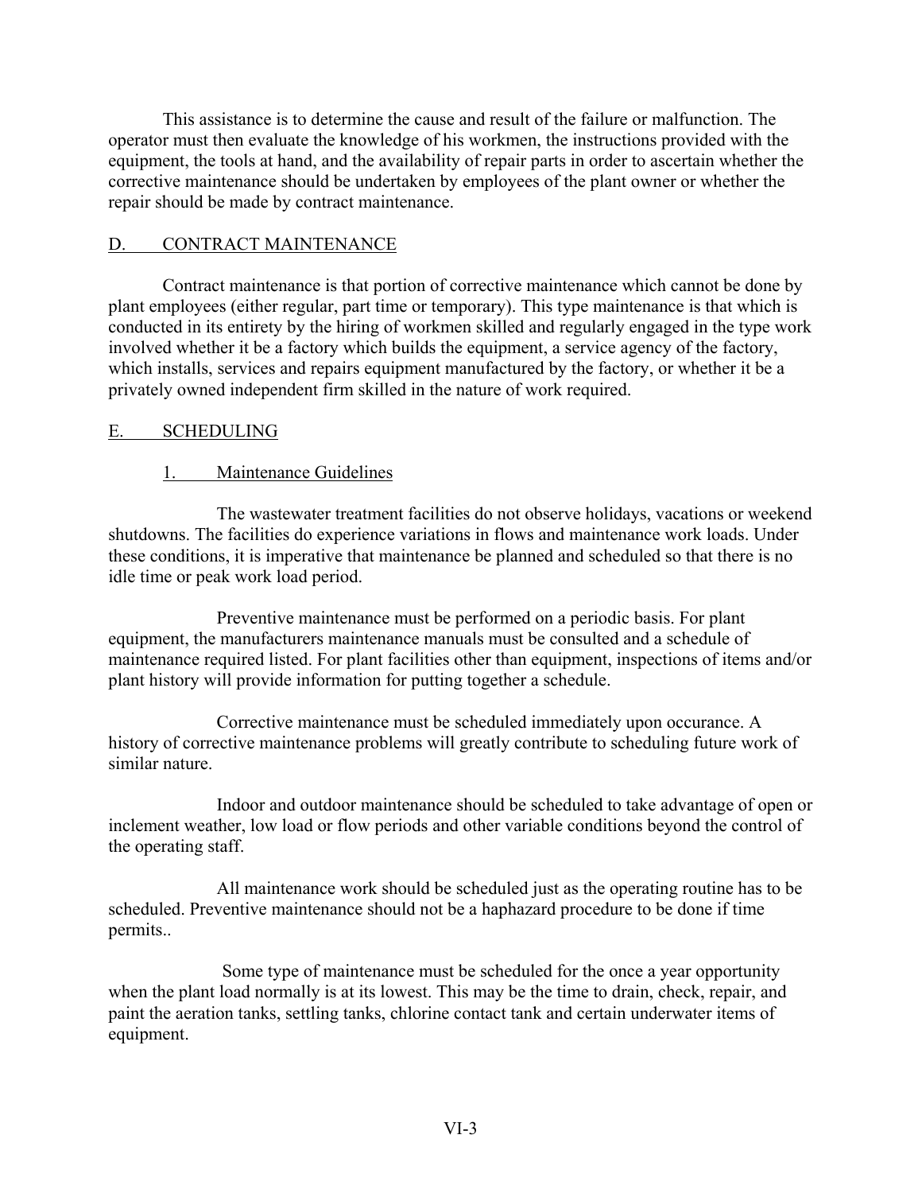This assistance is to determine the cause and result of the failure or malfunction. The operator must then evaluate the knowledge of his workmen, the instructions provided with the equipment, the tools at hand, and the availability of repair parts in order to ascertain whether the corrective maintenance should be undertaken by employees of the plant owner or whether the repair should be made by contract maintenance.

## D. CONTRACT MAINTENANCE

Contract maintenance is that portion of corrective maintenance which cannot be done by plant employees (either regular, part time or temporary). This type maintenance is that which is conducted in its entirety by the hiring of workmen skilled and regularly engaged in the type work involved whether it be a factory which builds the equipment, a service agency of the factory, which installs, services and repairs equipment manufactured by the factory, or whether it be a privately owned independent firm skilled in the nature of work required.

## E. SCHEDULING

### 1. Maintenance Guidelines

The wastewater treatment facilities do not observe holidays, vacations or weekend shutdowns. The facilities do experience variations in flows and maintenance work loads. Under these conditions, it is imperative that maintenance be planned and scheduled so that there is no idle time or peak work load period.

Preventive maintenance must be performed on a periodic basis. For plant equipment, the manufacturers maintenance manuals must be consulted and a schedule of maintenance required listed. For plant facilities other than equipment, inspections of items and/or plant history will provide information for putting together a schedule.

Corrective maintenance must be scheduled immediately upon occurance. A history of corrective maintenance problems will greatly contribute to scheduling future work of similar nature.

Indoor and outdoor maintenance should be scheduled to take advantage of open or inclement weather, low load or flow periods and other variable conditions beyond the control of the operating staff.

All maintenance work should be scheduled just as the operating routine has to be scheduled. Preventive maintenance should not be a haphazard procedure to be done if time permits..

Some type of maintenance must be scheduled for the once a year opportunity when the plant load normally is at its lowest. This may be the time to drain, check, repair, and paint the aeration tanks, settling tanks, chlorine contact tank and certain underwater items of equipment.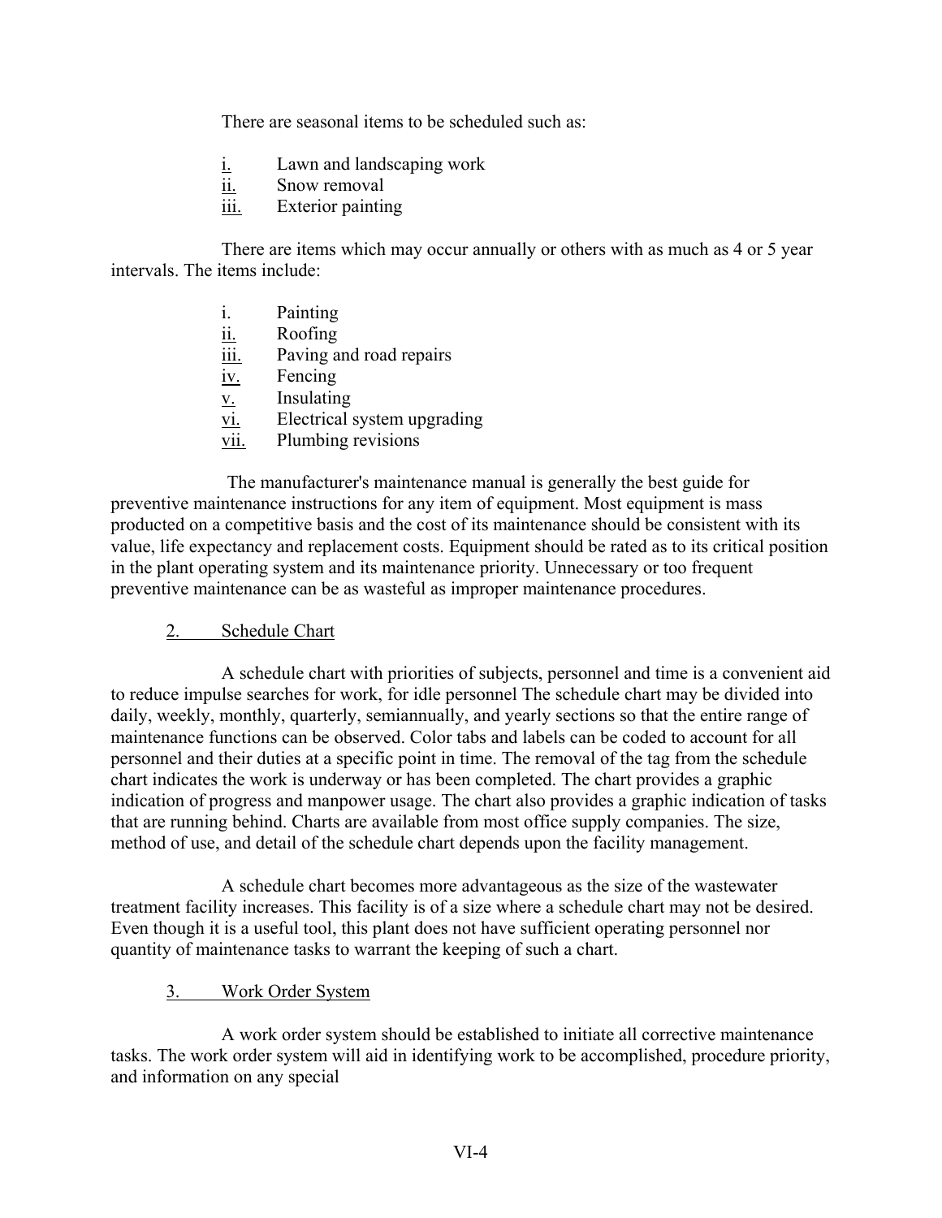There are seasonal items to be scheduled such as:

- i. Lawn and landscaping work
- ii. Snow removal
- iii. Exterior painting

There are items which may occur annually or others with as much as 4 or 5 year intervals. The items include:

- i. Painting
- ii. Roofing
- iii. Paving and road repairs
- iv. Fencing
- v. Insulating
- vi. Electrical system upgrading
- vii. Plumbing revisions

The manufacturer's maintenance manual is generally the best guide for preventive maintenance instructions for any item of equipment. Most equipment is mass producted on a competitive basis and the cost of its maintenance should be consistent with its value, life expectancy and replacement costs. Equipment should be rated as to its critical position in the plant operating system and its maintenance priority. Unnecessary or too frequent preventive maintenance can be as wasteful as improper maintenance procedures.

### 2. Schedule Chart

A schedule chart with priorities of subjects, personnel and time is a convenient aid to reduce impulse searches for work, for idle personnel The schedule chart may be divided into daily, weekly, monthly, quarterly, semiannually, and yearly sections so that the entire range of maintenance functions can be observed. Color tabs and labels can be coded to account for all personnel and their duties at a specific point in time. The removal of the tag from the schedule chart indicates the work is underway or has been completed. The chart provides a graphic indication of progress and manpower usage. The chart also provides a graphic indication of tasks that are running behind. Charts are available from most office supply companies. The size, method of use, and detail of the schedule chart depends upon the facility management.

A schedule chart becomes more advantageous as the size of the wastewater treatment facility increases. This facility is of a size where a schedule chart may not be desired. Even though it is a useful tool, this plant does not have sufficient operating personnel nor quantity of maintenance tasks to warrant the keeping of such a chart.

### 3. Work Order System

A work order system should be established to initiate all corrective maintenance tasks. The work order system will aid in identifying work to be accomplished, procedure priority, and information on any special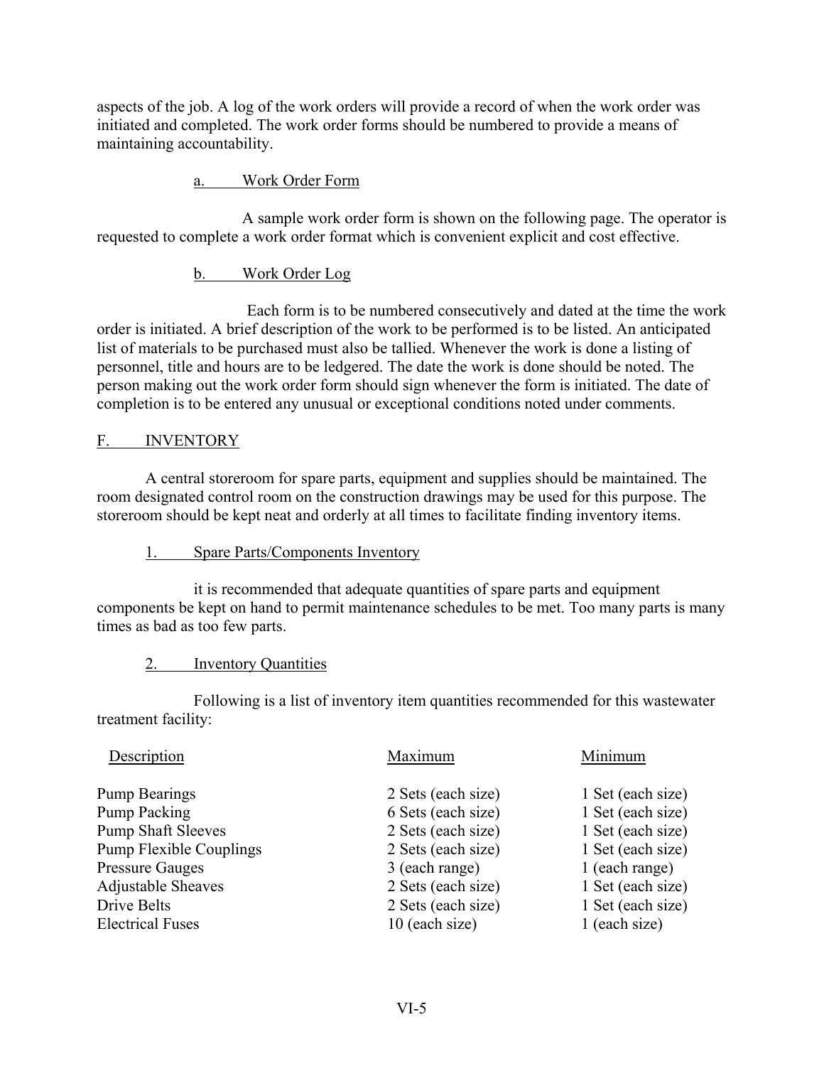aspects of the job. A log of the work orders will provide a record of when the work order was initiated and completed. The work order forms should be numbered to provide a means of maintaining accountability.

a. Work Order Form

A sample work order form is shown on the following page. The operator is requested to complete a work order format which is convenient explicit and cost effective.

b. Work Order Log

Each form is to be numbered consecutively and dated at the time the work order is initiated. A brief description of the work to be performed is to be listed. An anticipated list of materials to be purchased must also be tallied. Whenever the work is done a listing of personnel, title and hours are to be ledgered. The date the work is done should be noted. The person making out the work order form should sign whenever the form is initiated. The date of completion is to be entered any unusual or exceptional conditions noted under comments.

## F. INVENTORY

A central storeroom for spare parts, equipment and supplies should be maintained. The room designated control room on the construction drawings may be used for this purpose. The storeroom should be kept neat and orderly at all times to facilitate finding inventory items.

1. Spare Parts/Components Inventory

it is recommended that adequate quantities of spare parts and equipment components be kept on hand to permit maintenance schedules to be met. Too many parts is many times as bad as too few parts.

2. Inventory Quantities

Following is a list of inventory item quantities recommended for this wastewater treatment facility:

| Description | Maximum | Minimum |
|---|---|---|
| Pump Bearings | 2 Sets (each size) | 1 Set (each size) |
| Pump Packing | 6 Sets (each size) | 1 Set (each size) |
| Pump Shaft Sleeves | 2 Sets (each size) | 1 Set (each size) |
| Pump Flexible Couplings | 2 Sets (each size) | 1 Set (each size) |
| Pressure Gauges | 3 (each range) | 1 (each range) |
| Adjustable Sheaves | 2 Sets (each size) | 1 Set (each size) |
| Drive Belts | 2 Sets (each size) | 1 Set (each size) |
| Electrical Fuses | 10 (each size) | 1 (each size) |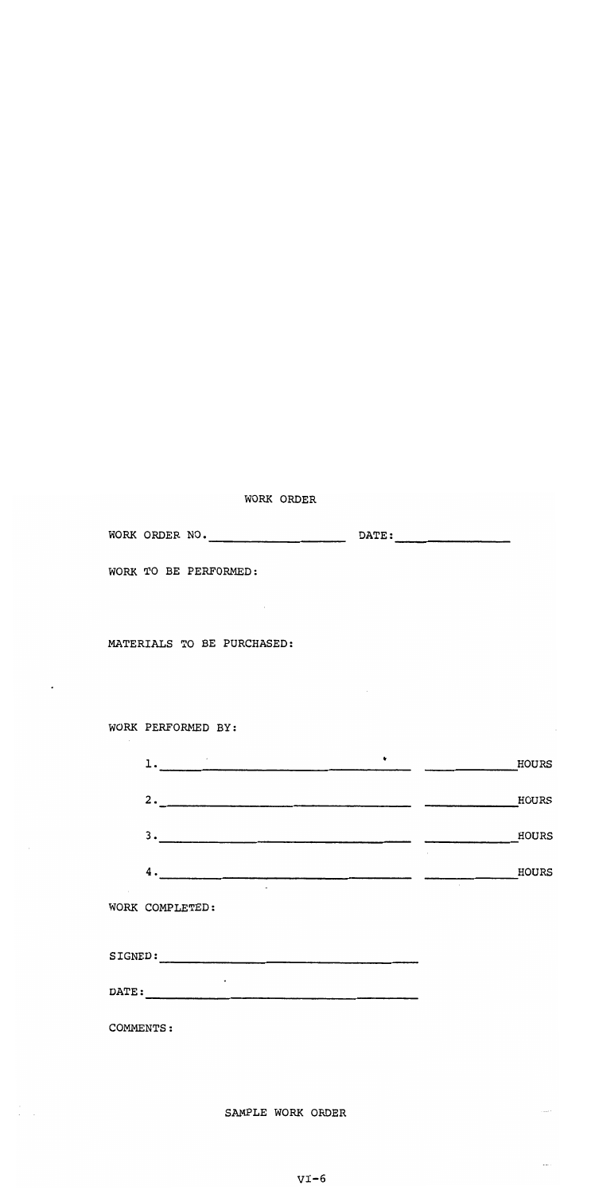WORK ORDER

WORK ORDER NO. ____________________ DATE: ________________

WORK TO BE PERFORMED:

MATERIALS TO BE PURCHASED:

WORK PERFORMED BY:

1. ______________________________________ ____________HOURS

2. ______________________________________ ____________HOURS

3. ______________________________________ ____________HOURS

4. ______________________________________ ____________HOURS

WORK COMPLETED:

SIGNED: ________________________________________

DATE: __________________________________________

COMMENTS:

SAMPLE WORK ORDER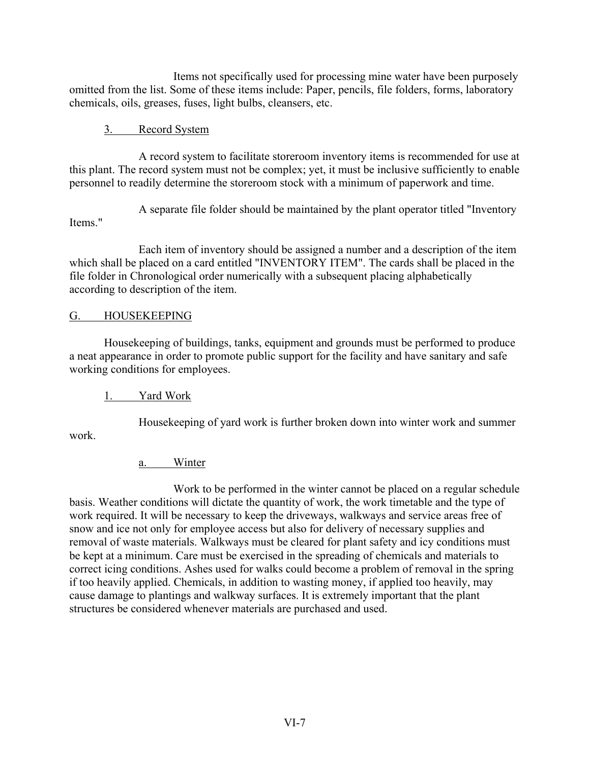Items not specifically used for processing mine water have been purposely omitted from the list. Some of these items include: Paper, pencils, file folders, forms, laboratory chemicals, oils, greases, fuses, light bulbs, cleansers, etc.

### 3. Record System

A record system to facilitate storeroom inventory items is recommended for use at this plant. The record system must not be complex; yet, it must be inclusive sufficiently to enable personnel to readily determine the storeroom stock with a minimum of paperwork and time.

A separate file folder should be maintained by the plant operator titled "Inventory Items."

Each item of inventory should be assigned a number and a description of the item which shall be placed on a card entitled "INVENTORY ITEM". The cards shall be placed in the file folder in Chronological order numerically with a subsequent placing alphabetically according to description of the item.

## G. HOUSEKEEPING

Housekeeping of buildings, tanks, equipment and grounds must be performed to produce a neat appearance in order to promote public support for the facility and have sanitary and safe working conditions for employees.

### 1. Yard Work

Housekeeping of yard work is further broken down into winter work and summer work.

#### a. Winter

Work to be performed in the winter cannot be placed on a regular schedule basis. Weather conditions will dictate the quantity of work, the work timetable and the type of work required. It will be necessary to keep the driveways, walkways and service areas free of snow and ice not only for employee access but also for delivery of necessary supplies and removal of waste materials. Walkways must be cleared for plant safety and icy conditions must be kept at a minimum. Care must be exercised in the spreading of chemicals and materials to correct icing conditions. Ashes used for walks could become a problem of removal in the spring if too heavily applied. Chemicals, in addition to wasting money, if applied too heavily, may cause damage to plantings and walkway surfaces. It is extremely important that the plant structures be considered whenever materials are purchased and used.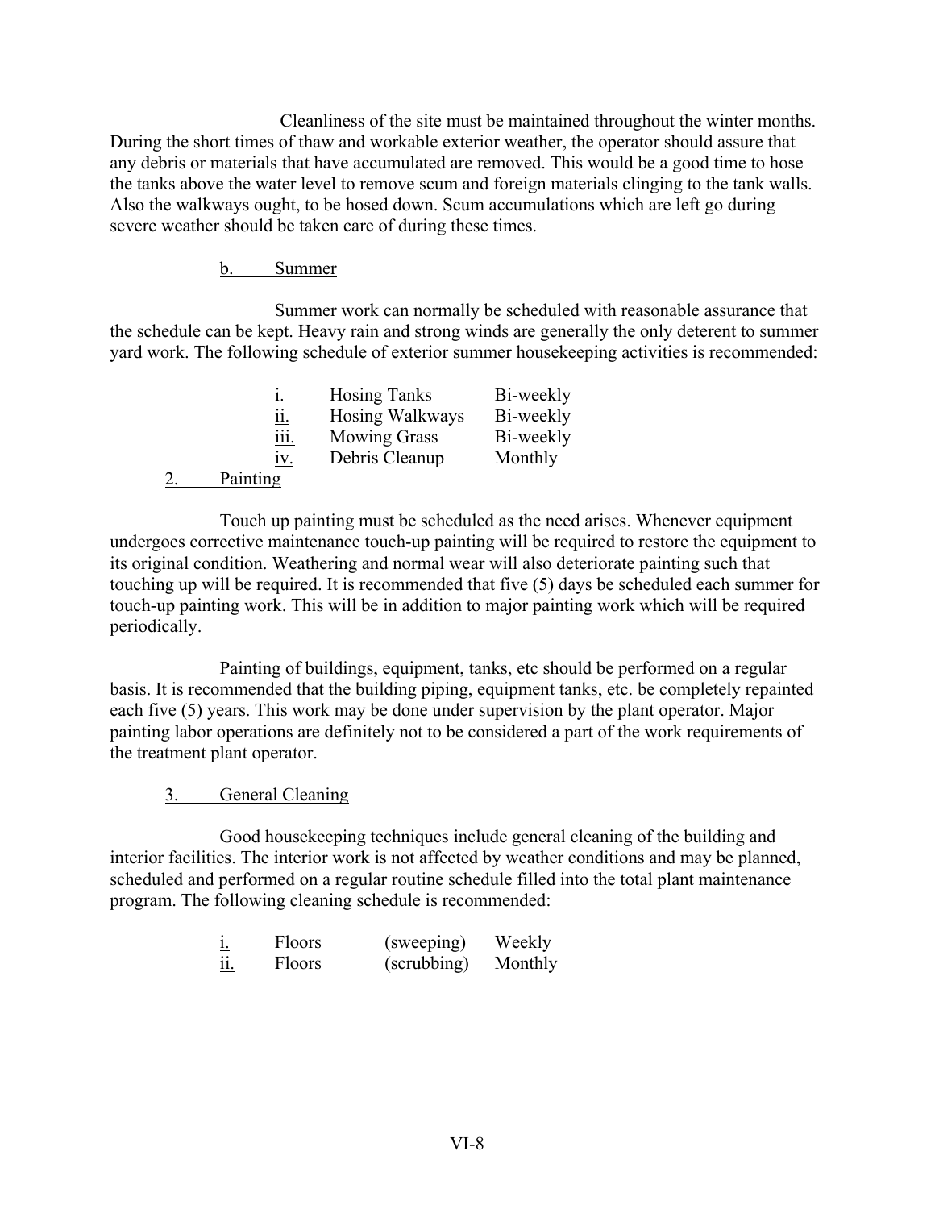Cleanliness of the site must be maintained throughout the winter months. During the short times of thaw and workable exterior weather, the operator should assure that any debris or materials that have accumulated are removed. This would be a good time to hose the tanks above the water level to remove scum and foreign materials clinging to the tank walls. Also the walkways ought, to be hosed down. Scum accumulations which are left go during severe weather should be taken care of during these times.

b. Summer

Summer work can normally be scheduled with reasonable assurance that the schedule can be kept. Heavy rain and strong winds are generally the only deterent to summer yard work. The following schedule of exterior summer housekeeping activities is recommended:

| | | |
|---|---|---|
| i. | Hosing Tanks | Bi-weekly |
| ii. | Hosing Walkways | Bi-weekly |
| iii. | Mowing Grass | Bi-weekly |
| iv. | Debris Cleanup | Monthly |

2. Painting

Touch up painting must be scheduled as the need arises. Whenever equipment undergoes corrective maintenance touch-up painting will be required to restore the equipment to its original condition. Weathering and normal wear will also deteriorate painting such that touching up will be required. It is recommended that five (5) days be scheduled each summer for touch-up painting work. This will be in addition to major painting work which will be required periodically.

Painting of buildings, equipment, tanks, etc should be performed on a regular basis. It is recommended that the building piping, equipment tanks, etc. be completely repainted each five (5) years. This work may be done under supervision by the plant operator. Major painting labor operations are definitely not to be considered a part of the work requirements of the treatment plant operator.

3. General Cleaning

Good housekeeping techniques include general cleaning of the building and interior facilities. The interior work is not affected by weather conditions and may be planned, scheduled and performed on a regular routine schedule filled into the total plant maintenance program. The following cleaning schedule is recommended:

| | | | |
|---|---|---|---|
| i. | Floors | (sweeping) | Weekly |
| ii. | Floors | (scrubbing) | Monthly |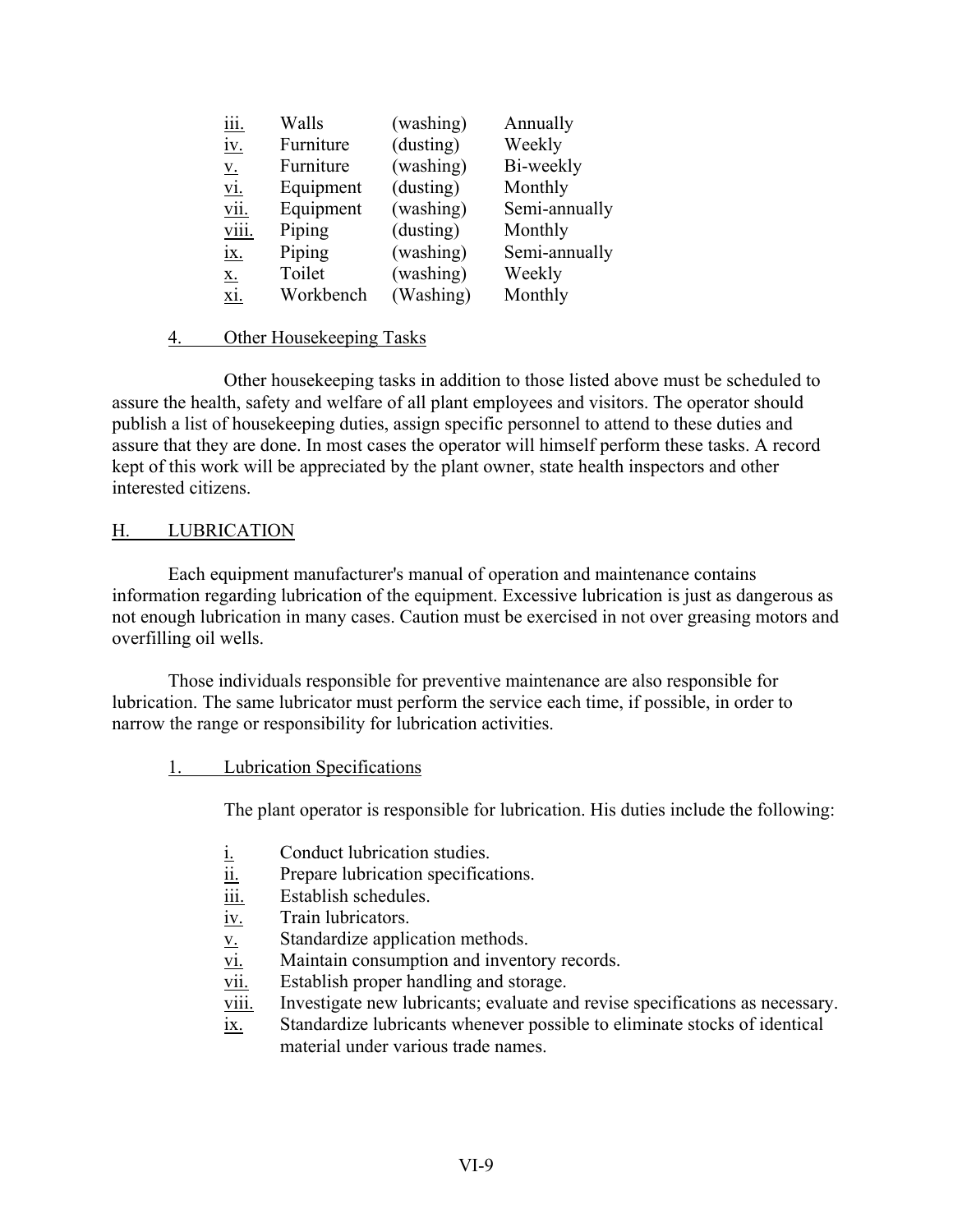iii. Walls (washing) Annually
iv. Furniture (dusting) Weekly
v. Furniture (washing) Bi-weekly
vi. Equipment (dusting) Monthly
vii. Equipment (washing) Semi-annually
viii. Piping (dusting) Monthly
ix. Piping (washing) Semi-annually
x. Toilet (washing) Weekly
xi. Workbench (Washing) Monthly

4. Other Housekeeping Tasks

Other housekeeping tasks in addition to those listed above must be scheduled to assure the health, safety and welfare of all plant employees and visitors. The operator should publish a list of housekeeping duties, assign specific personnel to attend to these duties and assure that they are done. In most cases the operator will himself perform these tasks. A record kept of this work will be appreciated by the plant owner, state health inspectors and other interested citizens.

## H. LUBRICATION

Each equipment manufacturer's manual of operation and maintenance contains information regarding lubrication of the equipment. Excessive lubrication is just as dangerous as not enough lubrication in many cases. Caution must be exercised in not over greasing motors and overfilling oil wells.

Those individuals responsible for preventive maintenance are also responsible for lubrication. The same lubricator must perform the service each time, if possible, in order to narrow the range or responsibility for lubrication activities.

1. Lubrication Specifications

The plant operator is responsible for lubrication. His duties include the following:

i. Conduct lubrication studies.
ii. Prepare lubrication specifications.
iii. Establish schedules.
iv. Train lubricators.
v. Standardize application methods.
vi. Maintain consumption and inventory records.
vii. Establish proper handling and storage.
viii. Investigate new lubricants; evaluate and revise specifications as necessary.
ix. Standardize lubricants whenever possible to eliminate stocks of identical material under various trade names.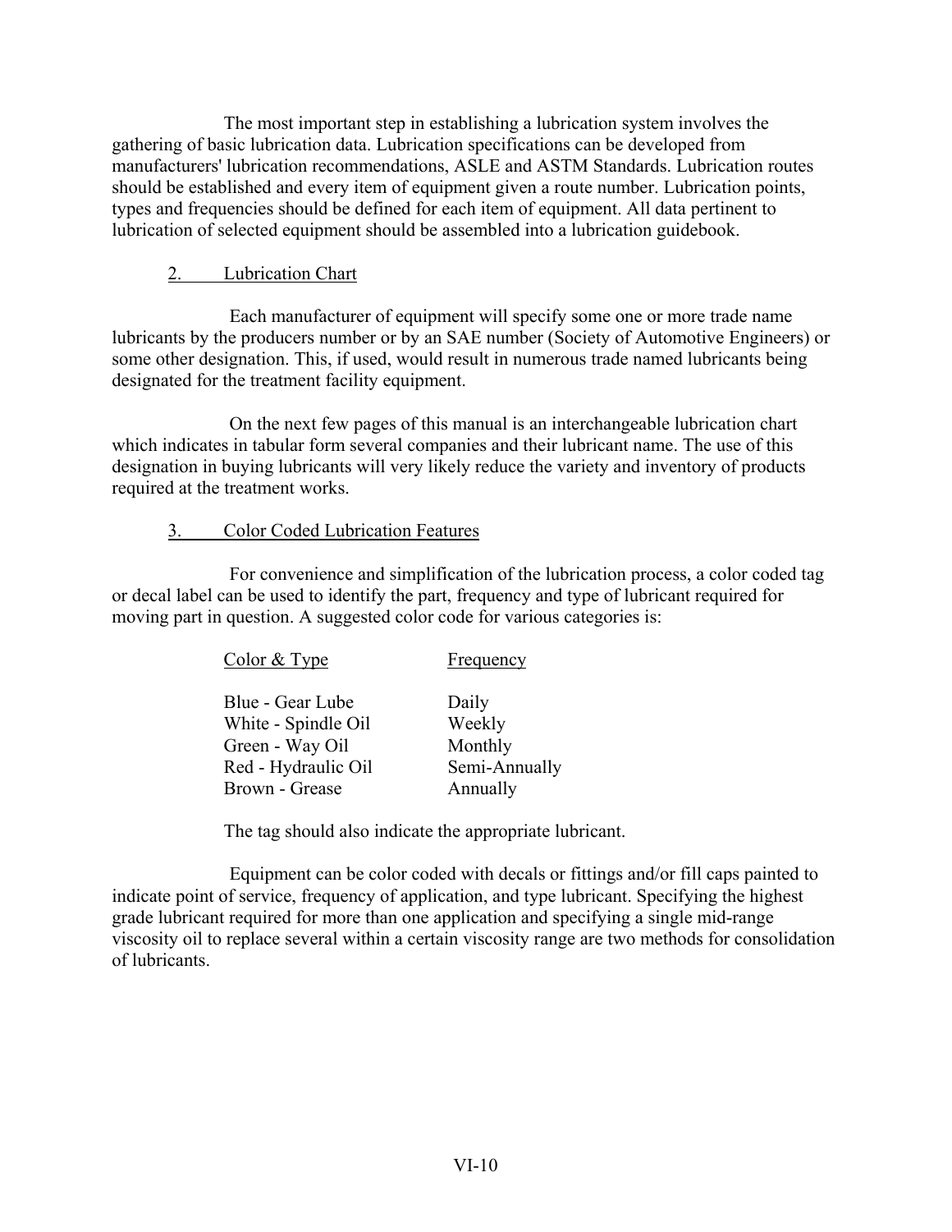The most important step in establishing a lubrication system involves the gathering of basic lubrication data. Lubrication specifications can be developed from manufacturers' lubrication recommendations, ASLE and ASTM Standards. Lubrication routes should be established and every item of equipment given a route number. Lubrication points, types and frequencies should be defined for each item of equipment. All data pertinent to lubrication of selected equipment should be assembled into a lubrication guidebook.

### 2. Lubrication Chart

Each manufacturer of equipment will specify some one or more trade name lubricants by the producers number or by an SAE number (Society of Automotive Engineers) or some other designation. This, if used, would result in numerous trade named lubricants being designated for the treatment facility equipment.

On the next few pages of this manual is an interchangeable lubrication chart which indicates in tabular form several companies and their lubricant name. The use of this designation in buying lubricants will very likely reduce the variety and inventory of products required at the treatment works.

### 3. Color Coded Lubrication Features

For convenience and simplification of the lubrication process, a color coded tag or decal label can be used to identify the part, frequency and type of lubricant required for moving part in question. A suggested color code for various categories is:

| Color & Type | Frequency |
|---|---|
| Blue - Gear Lube | Daily |
| White - Spindle Oil | Weekly |
| Green - Way Oil | Monthly |
| Red - Hydraulic Oil | Semi-Annually |
| Brown - Grease | Annually |

The tag should also indicate the appropriate lubricant.

Equipment can be color coded with decals or fittings and/or fill caps painted to indicate point of service, frequency of application, and type lubricant. Specifying the highest grade lubricant required for more than one application and specifying a single mid-range viscosity oil to replace several within a certain viscosity range are two methods for consolidation of lubricants.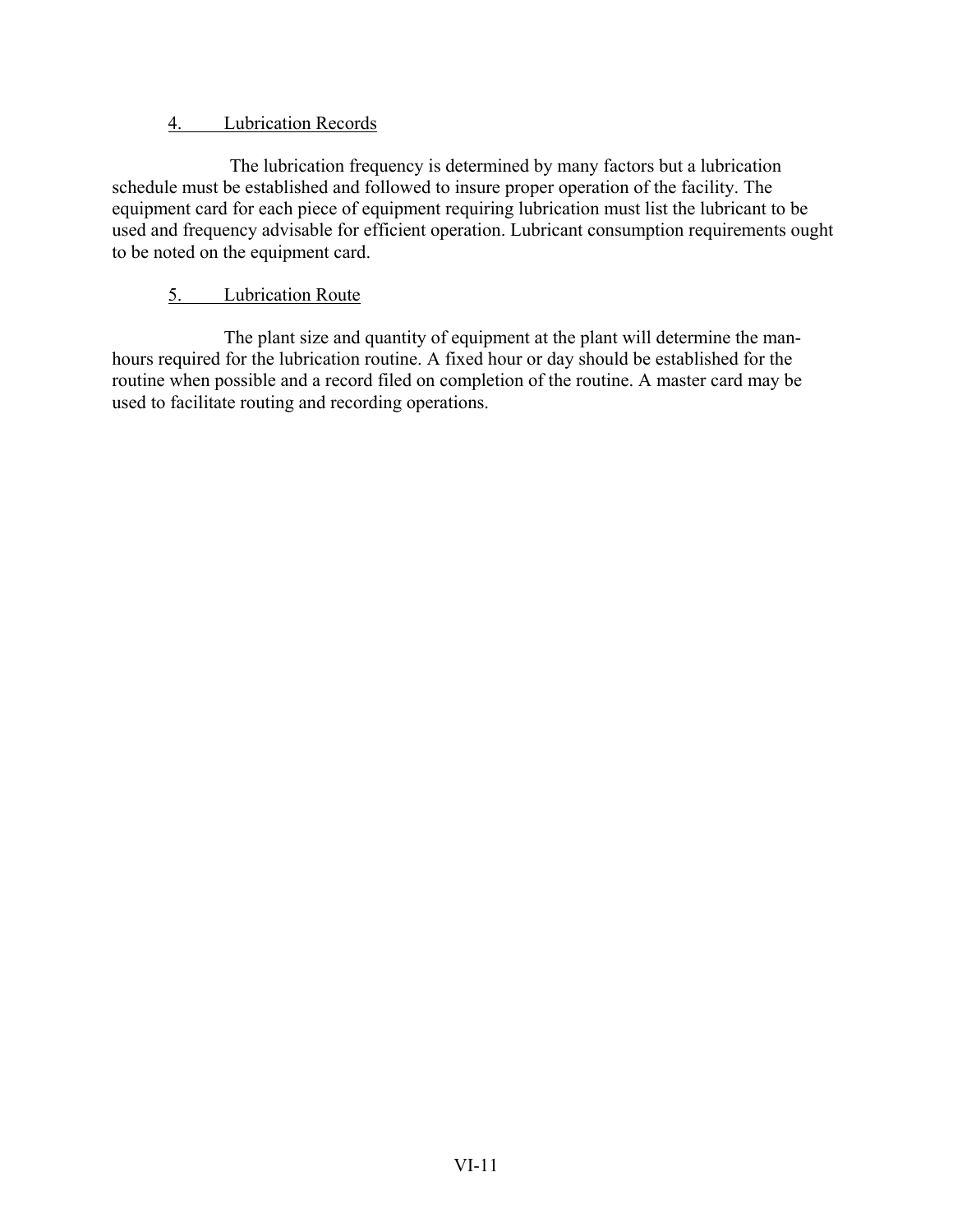4. Lubrication Records

The lubrication frequency is determined by many factors but a lubrication schedule must be established and followed to insure proper operation of the facility. The equipment card for each piece of equipment requiring lubrication must list the lubricant to be used and frequency advisable for efficient operation. Lubricant consumption requirements ought to be noted on the equipment card.

5. Lubrication Route

The plant size and quantity of equipment at the plant will determine the man-hours required for the lubrication routine. A fixed hour or day should be established for the routine when possible and a record filed on completion of the routine. A master card may be used to facilitate routing and recording operations.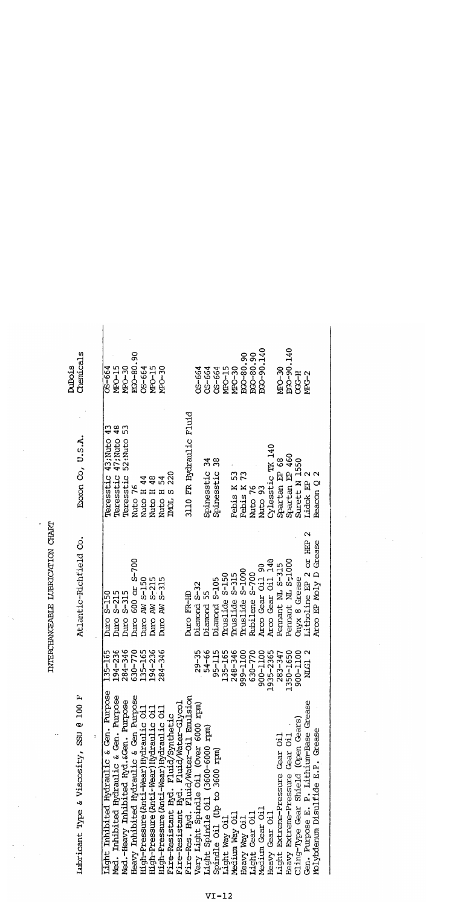# INTERCHANGEABLE LUBRICATION CHART

| Lubricant Type & Viscosity, SSU @ 100 F | | Atlantic-Richfield Co. | Exxon Co, U.S.A. | DuBois Chemicals |
|---|---|---|---|---|
| Light Inhibited Hydraulic & Gen. Purpose | 135-165 | Duro S-150 | Teresstic 43;Nuto 43 | OS-664 |
| Med. Inhibited Hydraulic & Gen. Purpose | 194-236 | Duro S-215 | Teresstic 47;Nuto 48 | MPO-15 |
| Med.-Heavy Inhibited Hyd.&Gen. Purpose | 284-346 | Duro S-315 | Teresstic 52:Nuto 53 | MPO-30 |
| Heavy Inhibited Hydraulic & Gen Purpose | 630-770 | Duro 600 or S-700 | Nuto 76 | EGO-80.90 |
| High-Pressure (Anti-Wear) Hydraulic Oil | 135-165 | Duro AW S-150 | Nuto H 44 | OS-664 |
| High-Pressure (Anti-Wear) Hydraulic Oil | 194-236 | Duro AW S-215 | Nuto H 48 | MPO-15 |
| High-Pressure (Anti-Wear) Hydraulic Oil | 284-346 | Duro AW S-315 | Nuto H 54 | MPO-30 |
| Fire-Resistant Hyd. Fluid/Synthetic | | | IMOL S 220 | |
| Fire-Resistant Hyd. Fluid/Water-Glycol | | Duro FR-HD | | |
| Fire-Res. Hyd. Fluid/Water-Oil Emulsion | | | 3110 FR Hydraulic Fluid | |
| Very Light Spindle Oil (Over 6000 rpm) | 29-35 | Diamond S-32 | | OS-664 |
| Light Spindle Oil (3600-6000 rpm) | 54-66 | Diamond 55 | Spinesstic 34 | OS-664 |
| Spindle Oil (Up to 3600 rpm) | 95-115 | Diamond S-105 | Spinesstic 38 | OS-664 |
| Light Way Oil | 135-165 | Truslide S-150 | | MPO-15 |
| Medium Way Oil | 248-346 | Truslide S-315 | Febis K 53 | MPO-30 |
| Heavy Way Oil | 999-1100 | Truslide S-1000 | Febis K 73 | EGO-80.90 |
| Light Gear Oil | 630-770 | Rubilene S-700 | Nuto 76 | EGO-80.90 |
| Medium Gear Oil | 900-1100 | Arco Gear Oil 90 | Nuto 93 | EGO-90.140 |
| Heavy Gear Oil | 1935-2365 | Arco Gear Oil 140 | Cylesstic TK 140 | |
| Light Extreme-Pressure Gear Oil | 283-347 | Pennant NL S-315 | Spartan EP 68 | MPO-30 |
| Heavy Extreme-Pressure Gear Oil | 1350-1650 | Pennant NL S-1000 | Spartan EP 460 | EGO-90.140 |
| Cling-Type Gear Shield (Open Gears) | 900-1100 | Onyx 8 Grease | Surett N 1550 | OGG-H |
| Gen. Purpose E. P. Lithium-Base Grease | NLGI 2 | Litholine EP 2 or HEP 2 | Lidok EP 2 | MPG-2 |
| Molybdenum Disulfide E.P. Grease | | Arco EP Moly D Grease | Beacon Q 2 | |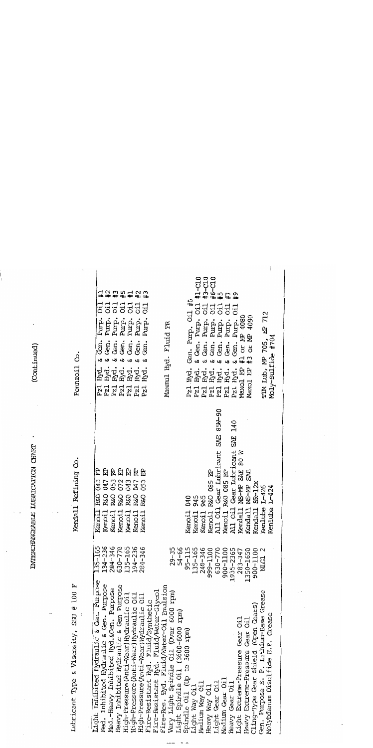# INTERCHANGEABLE LUBRICATION CHART

(Continued)

| Lubricant Type & Viscosity, SSU @ 100 F | | Kendall Refining Co. | Pennzoil Co. |
|---|---|---|---|
| Light Inhibited Hydraulic & Gen. Purpose | 135-165 | Kenoil R&O 043 EP | Pzl Hyd. & Gen. Purp. Oil #1 |
| Med. Inhibited Hydraulic & Gen. Purpose | 194-236 | Kenoil R&O 047 EP | Pzl Hyd. & Gen. Purp. Oil #2 |
| Med.-Heavy Inhibited Hyd.&Gen. Purpose | 284-346 | Kenoil R&O 053 EP | Pzl Hyd. & Gen. Purp. Oil #3 |
| Heavy Inhibited Hydraulic & Gen Purpose | 630-770 | Kenoil R&O 072 EP | Pzl Hyd. & Gen. Purp. Oil #5 |
| High-Pressure (Anti-Wear) Hydraulic Oil | 135-165 | Kenoil R&O 043 EP | Pzl Hyd. & Gen. Purp. Oil #1 |
| High-Pressure (Anti-Wear) Hydraulic Oil | 194-236 | Kenoil R&O 047 EP | Pzl Hyd. & Gen. Purp. Oil #2 |
| High-Pressure (Anti-Wear) Hydraulic Oil | 284-346 | Kenoil R&O 053 EP | Pzl Hyd. & Gen. Purp. Oil #3 |
| Fire-Resistant Hyd. Fluid/Synthetic | | | |
| Fire-Resistant Hyd. Fluid/Water-Glycol | | | |
| Fire-Res. Hyd. Fluid/Water-Oil Emulsion | | | Maxmul Hyd. Fluid FR |
| Very Light Spindle Oil (Over 6000 rpm) | 29-35 | | |
| Light Spindle Oil (3600-6000 rpm) | 54-66 | | |
| Spindle Oil (Up to 3600 rpm) | 95-115 | Kenoil 040 | Pzl Hyd. & Gen. Purp. Oil #0 |
| Light Way Oil | 135-165 | Kenoil 945 | Pzl Hyd. & Gen. Purp. Oil #1-C10 |
| Medium Way Oil | 248-346 | Kenoil 965 | Pzl Hyd. & Gen. Purp. Oil #3-C10 |
| Heavy Way Oil | 999-1100 | Kenoil R&O 085 EP | Pzl Hyd. & Gen. Purp. Oil #6-C10 |
| Light Gear Oil | 630-770 | All Oil Gear Lubricant SAE 85W-90 | Pzl Hyd. & Gen. Purp. Oil #5 |
| Medium Gear Oil | 900-1100 | Kenoil R&O 085 EP | Pzl Hyd. & Gen. Purp. Oil #7 |
| Heavy Gear Oil | 1935-2365 | All Oil Gear Lubricant SAE 140 | Pzl Hyd. & Gen. Purp. Oil #9 |
| Light Extreme-Pressure Gear Oil | 283-347 | Kendall NS-MP SAE 80 W | Maxol EP #1 or MP 4080 |
| Heavy Extreme-Pressure Gear Oil | 1350-1650 | Kendall NS-MP SAE | Maxol EP #3 or MP 4090 |
| Cling-Type Gear Shield (Open Gears) | 900-1100 | Kendall SR-12X | |
| Gen. Purpose E. P. Lithium-Base Grease | NLGI 2 | Kenlube L-426 | TTM Lub, MP 705, EP 712 |
| Molybdenum Disulfide E.P. Grease | | Kenlube L-424 | Moly-Sulfide #704 |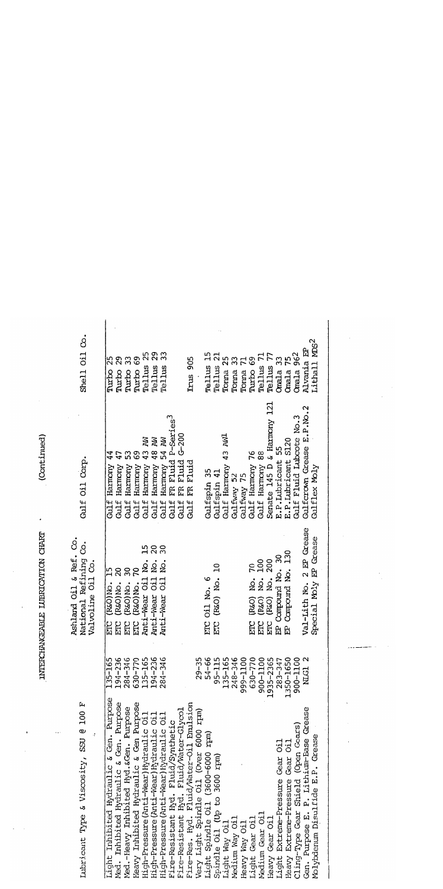# INTERCHANGEABLE LUBRICATION CHART (Continued)

| Lubricant Type & Viscosity, SSU @ 100 F | | Ashland Oil & Ref. Co. National Refining Co. Valvoline Oil Co. | Gulf Oil Corp. | Shell Oil Co. |
|---|---|---|---|---|
| Light Inhibited Hydraulic & Gen. Purpose | 135-165 | ETC (R&O) No. 15 | Gulf Harmony 44 | Turbo 25 |
| Med. Inhibited Hydraulic & Gen. Purpose | 194-236 | ETC (R&O) No. 20 | Gulf Harmony 47 | Turbo 29 |
| Med.-Heavy Inhibited Hyd.&Gen. Purpose | 284-346 | ETC (R&O) No. 30 | Gulf Harmony 53 | Turbo 33 |
| Heavy Inhibited Hydraulic & Gen Purpose | 630-770 | ETC (R&O) No. 70 | Gulf Harmony 69 | Turbo 69 |
| High-Pressure (Anti-Wear) Hydraulic Oil | 135-165 | Anti-Wear Oil No. 15 | Gulf Harmony 43 AW | Tellus 25 |
| High-Pressure (Anti-Wear) Hydraulic Oil | 194-236 | Anti-Wear Oil No. 20 | Gulf Harmony 48 AW | Tellus 29 |
| High-Pressure (Anti-Wear) Hydraulic Oil | 284-346 | Anti-Wear Oil No. 30 | Gulf Harmony 54 AW | Tellus 33 |
| Fire-Resistant Hyd. Fluid/Synthetic | | | Gulf FR Fluid P-Series[3] | |
| Fire-Resistant Hyd. Fluid/Water-Glycol | | | Gulf FR Fluid G-200 | |
| Fire-Res. Hyd. Fluid/Water-Oil Emulsion | | | Gulf FR Fluid | Irus 905 |
| Very Light Spindle Oil (Over 6000 rpm) | 29-35 | | | |
| Light Spindle Oil (3600-6000 rpm) | 54-66 | ETC Oil No. 6 | Gulfspin 35 | Tellus 15 |
| Spindle Oil (Up to 3600 rpm) | 95-115 | ETC (R&O) No. 10 | Gulfspin 41 | Tellus 21 |
| Light Way Oil | 135-165 | | Gulf Harmony 43 AW[1] | Tonna 25 |
| Medium Way Oil | 248-346 | | Gulfway 52 | Tonna 33 |
| Heavy Way Oil | 999-1100 | | Gulfway 75 | Tonna 71 |
| Light Gear Oil | 630-770 | ETC (R&O) No. 70 | Gulf Harmony 76 | Turbo 69 |
| Medium Gear Oil | 900-1100 | ETC (R&O) No. 100 | Gulf Harmony 88 | Tellus 71 |
| Heavy Gear Oil | 1935-2365 | ETC (R&O) No. 200 | Senate 145 D & Harmony 121 | Tellus 77 |
| Light Extreme-Pressure Gear Oil | 283-347 | EP Compound No. 30 | E.P. Lubricant 55 | Omala 33 |
| Heavy Extreme-Pressure Gear Oil | 1350-1650 | EP Compound No. 130 | E.P. Lubricant S120 | Omala 75 |
| Cling-Type Gear Shield (Open Gears) | 900-1100 | | Gulf Fluid Lubcote No.3 | Omala 962 |
| Gen. Purpose E. P. Lithium-Base Grease | NLGI 2 | Val-Lith No. 2 EP Grease | Gulfcrown Grease E.P.No.2 | Alvania EP |
| Molybdenum Disulfide E.P. Grease | | Special Moly EP Grease | Gulflex Moly | Lithall MDS[2] |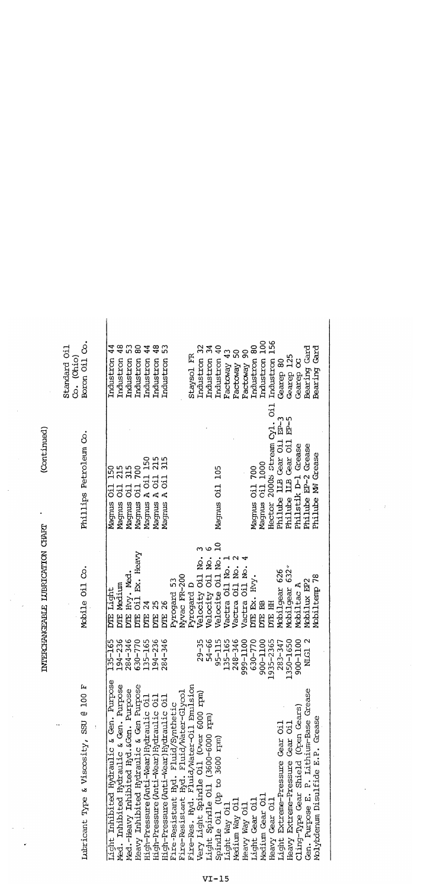INTERCHANGEABLE LUBRICATION CHART (Continued)

| Lubricant Type & Viscosity, SSU @ 100 F | | Mobile Oil Co. | Phillips Petroleum Co. | Standard Oil Co. (Ohio) Boron Oil Co. |
|---|---|---|---|---|
| Light Inhibited Hydraulic & Gen. Purpose | 135-165 | DTE Light | Magnus Oil 150 | Industron 44 |
| Med. Inhibited Hydraulic & Gen. Purpose | 194-236 | DTE Medium | Magnus Oil 215 | Industron 48 |
| Med.-Heavy Inhibited Hyd.&Gen. Purpose | 284-346 | DTE Hvy. Med. | Magnus Oil 315 | Industron 53 |
| Heavy Inhibited Hydraulic & Gen Purpose | 630-770 | DTE Oil Ex. Heavy | Magnus Oil 700 | Industron 80 |
| High-Pressure (Anti-Wear) Hydraulic Oil | 135-165 | DTE 24 | Magnus A Oil 150 | Industron 44 |
| High-Pressure (Anti-Wear) Hydraulic Oil | 194-236 | DTE 25 | Magnus A Oil 215 | Industron 48 |
| High-Pressure (Anti-Wear) Hydraulic Oil | 284-346 | DTE 26 | Magnus A Oil 315 | Industron 53 |
| Fire-Resistant Hyd. Fluid/Synthetic | | Pyrogard 53 | | |
| Fire-Resistant Hyd. Fluid/Water-Glycol | | Nyvac FR-200 | | |
| Fire-Res. Hyd. Fluid/Water-Oil Emulsion | | Pyrogard D | | Staysol FR |
| Very Light Spindle Oil (Over 6000 rpm) | 29-35 | Velocity Oil No. 3 | | Industron 32 |
| Light Spindle Oil (3600-6000 rpm) | 54-66 | Velocity Oil No. 6 | | Industron 34 |
| Spindle Oil (Up to 3600 rpm) | 95-115 | Velocite Oil No. 10 | Magnus Oil 105 | Industron 40 |
| Light Way Oil | 135-165 | Vactra Oil No. 1 | | Factoway 43 |
| Medium Way Oil | 248-346 | Vactra Oil No. 2 | | Factoway 50 |
| Heavy Way Oil | 999-1100 | Vactra Oil No. 4 | | Factoway 90 |
| Light Gear Oil | 630-770 | DTE Ex. Hvy. | Magnus Oil 700 | Industron 80 |
| Medium Gear Oil | 900-1100 | DTE BB | Magnus Oil 1000 | Industron 100 |
| Heavy Gear Oil | 1935-2365 | DTE HH | Hector 2000s Stream Cyl. Oil | Industron 156 |
| Light Extreme-Pressure Gear Oil | 283-347 | Mobilgear 626 | Philube IIB Gear Oil EP-3 | Gearep 80 |
| Heavy Extreme-Pressure Gear Oil | 1350-1650 | Mobilgear 632 | Philube IIB Gear Oil EP-5 | Gearep 125 |
| Cling-Type Gear Shield (Open Gears) | 900-1100 | Mobiltac A | Philstik D-1 Grease | Gearep OG |
| Gen. Purpose E. P. Lithium-Base Grease | NLGI 2 | Mobilux EP2 | Philube EP-2 Grease | Bearing Gard |
| Molybdenum Disulfide E.P. Grease | | Mobiltemp 78 | Philube MW Grease | Bearing Gard |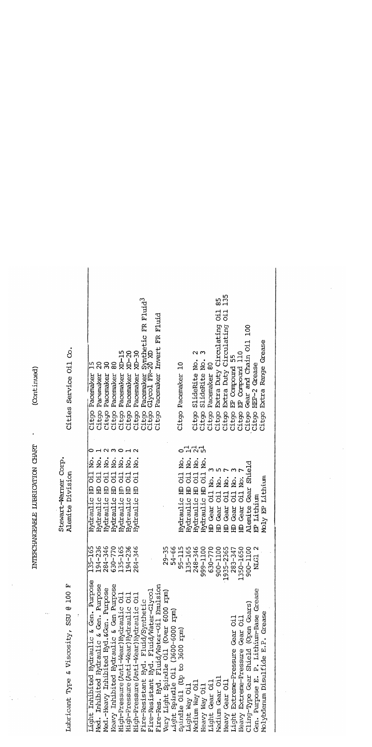# INTERCHANGEABLE LUBRICATION CHART (Continued)

| Lubricant Type & Viscosity, SSU @ 100 F | | Stewart-Warner Corp. Alemite Division | Cities Service Oil Co. |
|---|---|---|---|
| Light Inhibited Hydraulic & Gen. Purpose | 135-165 | Hydraulic HD Oil No. 0 | Citgo Pacemaker 15 |
| Med. Inhibited Hydraulic & Gen. Purpose | 194-236 | Hydraulic HD Oil No. 1 | Citgo Pacemaker 20 |
| Med.-Heavy Inhibited Hyd.&Gen. Purpose | 284-346 | Hydraulic HD Oil No. 2 | Citgo Pacemaker 30 |
| Heavy Inhibited Hydraulic & Gen Purpose | 630-770 | Hydraulic HD Oil No. 3 | Citgo Pacemaker 80 |
| High-Pressure (Anti-Wear)Hydraulic Oil | 135-165 | Hydraulic HD Oil No. 0 | Citgo Pacemaker XD-15 |
| High-Pressure (Anti-Wear)Hydraulic Oil | 194-236 | Hydraulic HD Oil No. 1 | Citgo Pacemaker XD-20 |
| High-Pressure (Anti-Wear)Hydraulic Oil | 284-346 | Hydraulic HD Oil No. 2 | Citgo Pacemaker XD-30 |
| Fire-Resistant Hyd. Fluid/Synthetic | | | Citgo Pacemaker Synthetic FR Fluid[3] |
| Fire-Resistant Hyd. Fluid/Water-Glycol | | | Citgo Glycol FR-20 XD |
| Fire-Res. Hyd. Fluid/Water-Oil Emulsion | | | Citgo Pacemaker Invert FR Fluid |
| Very Light Spindle Oil (Over 6000 rpm) | 29-35 | | |
| Light Spindle Oil (3600-6000 rpm) | 54-66 | | |
| Spindle Oil (Up to 3600 rpm) | 95-115 | Hydraulic HD Oil No. 0[1] | Citgo Pacemaker 10 |
| Light Way Oil | 135-165 | Hydraulic HD Oil No. 1[1] | |
| Medium Way Oil | 248-346 | Hydraulic HD Oil No. 2[1] | Citgo SlideRite No. 2 |
| Heavy Way Oil | 999-1100 | Hydraulic HD Oil No. 5[1] | Citgo SlideRite No. 3 |
| Light Gear Oil | 630-770 | HD Gear Oil No. 3 | Citgo Pacemaker 80 |
| Medium Gear Oil | 900-1100 | HD Gear Oil No. 5 | Citgo Extra Duty Circulating Oil 85 |
| Heavy Gear Oil | 1935-2365 | HD Gear Oil No. 7 | Citgo Extra Duty Circulating Oil 135 |
| Light Extreme-Pressure Gear Oil | 283-347 | HD Gear Oil No. 3 | Citgo EP Compound 55 |
| Heavy Extreme-Pressure Gear Oil | 1350-1650 | HD Gear Oil No. 7 | Citgo EP Compound 110 |
| Cling-Type Gear Shield (Open Gears) | 900-1100 | Alemite Gear Shield | Citgo Gear and Chain Oil 100 |
| Gen. Purpose E. P. Lithium-Base Grease | NLGI 2 | EP Lithium | Citgo HEP-2 Grease |
| Molybdenum Disulfide E.P. Grease | | Moly EP Lithium | Citgo Extra Range Grease |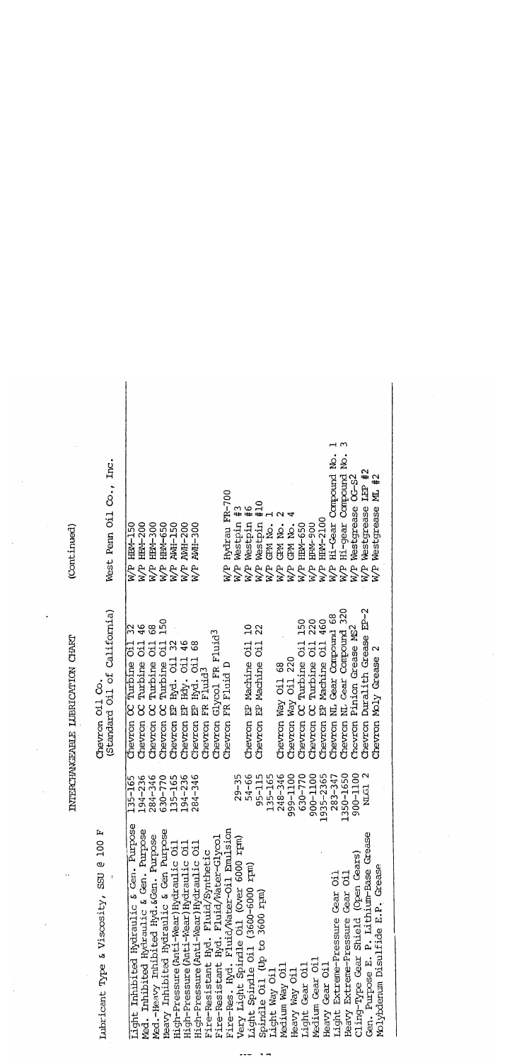# INTERCHANGEABLE LUBRICATION CHART (Continued)

| Lubricant Type & Viscosity, SSU @ 100 F | | Chevron Oil Co. (Standard Oil of California) | West Penn Oil Co., Inc. |
|---|---|---|---|
| Light Inhibited Hydraulic & Gen. Purpose | 135-165 | Chevron OC Turbine Oil 32 | W/P HBM-150 |
| Med. Inhibited Hydraulic & Gen. Purpose | 194-236 | Chevron OC Turbine Oil 46 | W/P HBM-200 |
| Med.-Heavy Inhibited Hyd.&Gen. Purpose | 284-346 | Chevron OC Turbine Oil 68 | W/P HBM-300 |
| Heavy Inhibited Hydraulic & Gen Purpose | 630-770 | Chevron OC Turbine Oil 150 | W/P HBM-650 |
| High-Pressure (Anti-Wear) Hydraulic Oil | 135-165 | Chevron EP Hyd. Oil 32 | W/P AWH-150 |
| High-Pressure (Anti-Wear) Hydraulic Oil | 194-236 | Chevron EP Hdy. Oil 46 | W/P AWH-200 |
| High-Pressure (Anti-Wear) Hydraulic Oil | 284-346 | Chevron EP Hyd. Oil 68 | W/P AWH-300 |
| Fire-Resistant Hyd. Fluid/Synthetic | | Chevron FR Fluid[3] | |
| Fire-Resistant Hyd. Fluid/Water-Glycol | | Chevron Glycol FR Fluid[3] | |
| Fire-Res. Hyd. Fluid/Water-Oil Emulsion | | Chevron FR Fluid D | W/P Hydrau FR-700 |
| Very Light Spindle Oil (Over 6000 rpm) | 29-35 | | W/P Westpin #3 |
| Light Spindle Oil (3600-6000 rpm) | 54-66 | Chevron EP Machine Oil 10 | W/P Westpin #6 |
| Spindle Oil (Up to 3600 rpm) | 95-115 | Chevron EP Machine Oil 22 | W/P Westpin #10 |
| Light Way Oil | 135-165 | | W/P GPM No. 1 |
| Medium Way Oil | 248-346 | Chevron Way Oil 68 | W/P GPM No. 2 |
| Heavy Way Oil | 999-1100 | Chevron Way Oil 220 | W/P GPM No. 4 |
| Light Gear Oil | 630-770 | Chevron OC Turbine Oil 150 | W/P HBM-650 |
| Medium Gear Oil | 900-1100 | Chevron OC Turbine Oil 220 | W/P HBM-900 |
| Heavy Gear Oil | 1935-2365 | Chevron EP Machine Oil 460 | W/P HBM-2100 |
| Light Extreme-Pressure Gear Oil | 283-347 | Chevron NL Gear Compound 68 | W/P Hi-Gear Compound No. 1 |
| Heavy Extreme-Pressure Gear Oil | 1350-1650 | Chevron NL Gear Compound 320 | W/P Hi-gear Compound No. 3 |
| Cling-Type Gear Shield (Open Gears) | 900-1100 | Chevron Pinion Grease MS2 | W/P Westgrease OG-S2 |
| Gen. Purpose E. P. Lithium-Base Grease | NLGI 2 | Chevron Duralith Grease EP-2 | W/P Westgrease LEP #2 |
| Molybdenum Disulfide E.P. Grease | | Chevron Moly Grease 2 | W/P Westgrease ML #2 |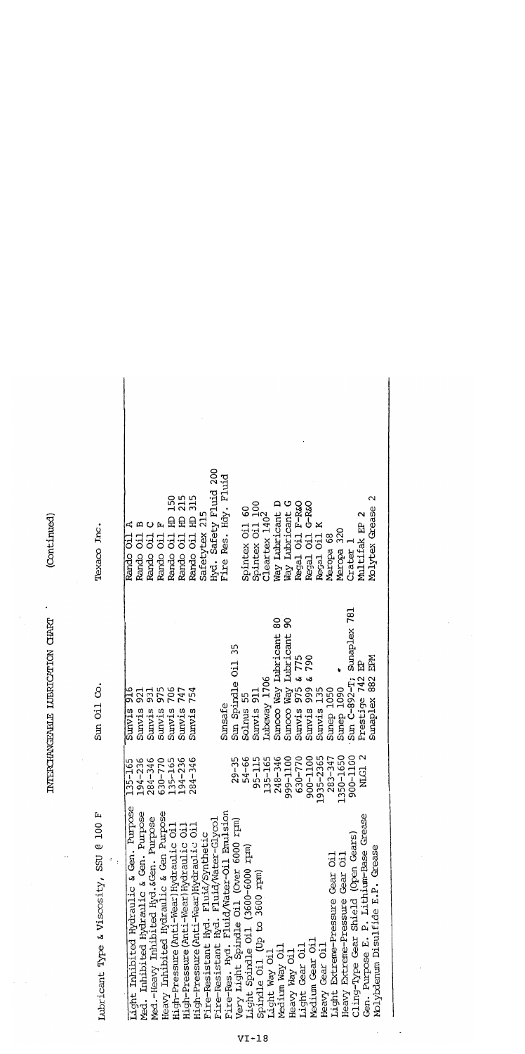# INTERCHANGEABLE LUBRICATION CHART (Continued)

| Lubricant Type & Viscosity, SSU @ 100 F | | Sun Oil Co. | Texaco Inc. |
|---|---|---|---|
| Light Inhibited Hydraulic & Gen. Purpose | 135-165 | Sunvis 916 | Rando Oil A |
| Med. Inhibited Hydraulic & Gen. Purpose | 194-236 | Sunvis 921 | Rando Oil B |
| Med.-Heavy Inhibited Hyd.&Gen. Purpose | 284-346 | Sunvis 931 | Rando Oil C |
| Heavy Inhibited Hydraulic & Gen Purpose | 630-770 | Sunvis 975 | Rando Oil F |
| High-Pressure (Anti-Wear)Hydraulic Oil | 135-165 | Sunvis 706 | Rando Oil HD 150 |
| High-Pressure (Anti-Wear)Hydraulic Oil | 194-236 | Sunvis 747 | Rando Oil HD 215 |
| High-Pressure (Anti-Wear)Hydraulic Oil | 284-346 | Sunvis 754 | Rando Oil HD 315 |
| Fire-Resistant Hyd. Fluid/Synthetic | | | Safetytex 215 |
| Fire-Resistant Hyd. Fluid/Water-Glycol | | Sunsafe | Hyd. Safety Fluid 200 |
| Fire-Res. Hyd. Fluid/Water-Oil Emulsion | | | Fire Res. Hdy. Fluid |
| Very Light Spindle Oil (Over 6000 rpm) | 29-35 | Sun Spindle Oil 35 | |
| Light Spindle Oil (3600-6000 rpm) | 54-66 | Solnus 55 | Spintex Oil 60 |
| Spindle Oil (Up to 3600 rpm) | 95-115 | Sunvis 911 | Spintex Oil 100 |
| Light Way Oil | 135-165 | Lubeway 1706 | Cleartex 140[2] |
| Medium Way Oil | 248-346 | Sunoco Way Lubricant 80 | Way Lubricant D |
| Heavy Way Oil | 999-1100 | Sunoco Way Lubricant 90 | Way Lubricant G |
| Light Gear Oil | 630-770 | Sunvis 975 & 775 | Regal Oil F-R&O |
| Medium Gear Oil | 900-1100 | Sunvis 999 & 790 | Regal Oil G-R&O |
| Heavy Gear Oil | 1935-2365 | Sunvis 135 | Regal Oil K |
| Light Extreme-Pressure Gear Oil | 283-347 | Sunep 1050 | Meropa 68 |
| Heavy Extreme-Pressure Gear Oil | 1350-1650 | Sunep 1090 | Meropa 320 |
| Cling-Type Gear Shield (Open Gears) | 900-1100 | Sun C-892-T; Sunaplex 781 | Crater 1 |
| Gen. Purpose E. P. Lithium-Base Grease | NLGI 2 | Prestige 742 EP | Multifak EP 2 |
| Molybdenum Disulfide E.P. Grease | | Sunaplex 882 EPM | Molytex Grease 2 |